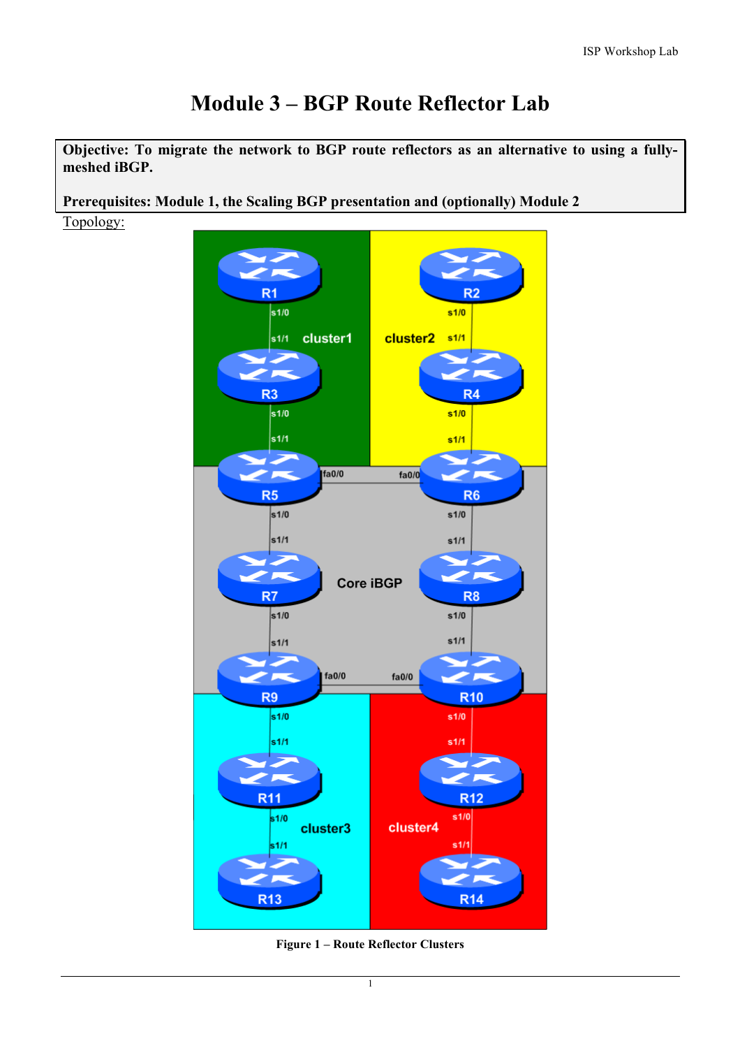# Module 3 – BGP Route Reflector Lab

**Objective: To migrate the network to BGP route reflectors as an alternative to using a fully-meshed iBGP.**

**Prerequisites: Module 1, the Scaling BGP presentation and (optionally) Module 2**

Topology:

**Figure 1 – Route Reflector Clusters**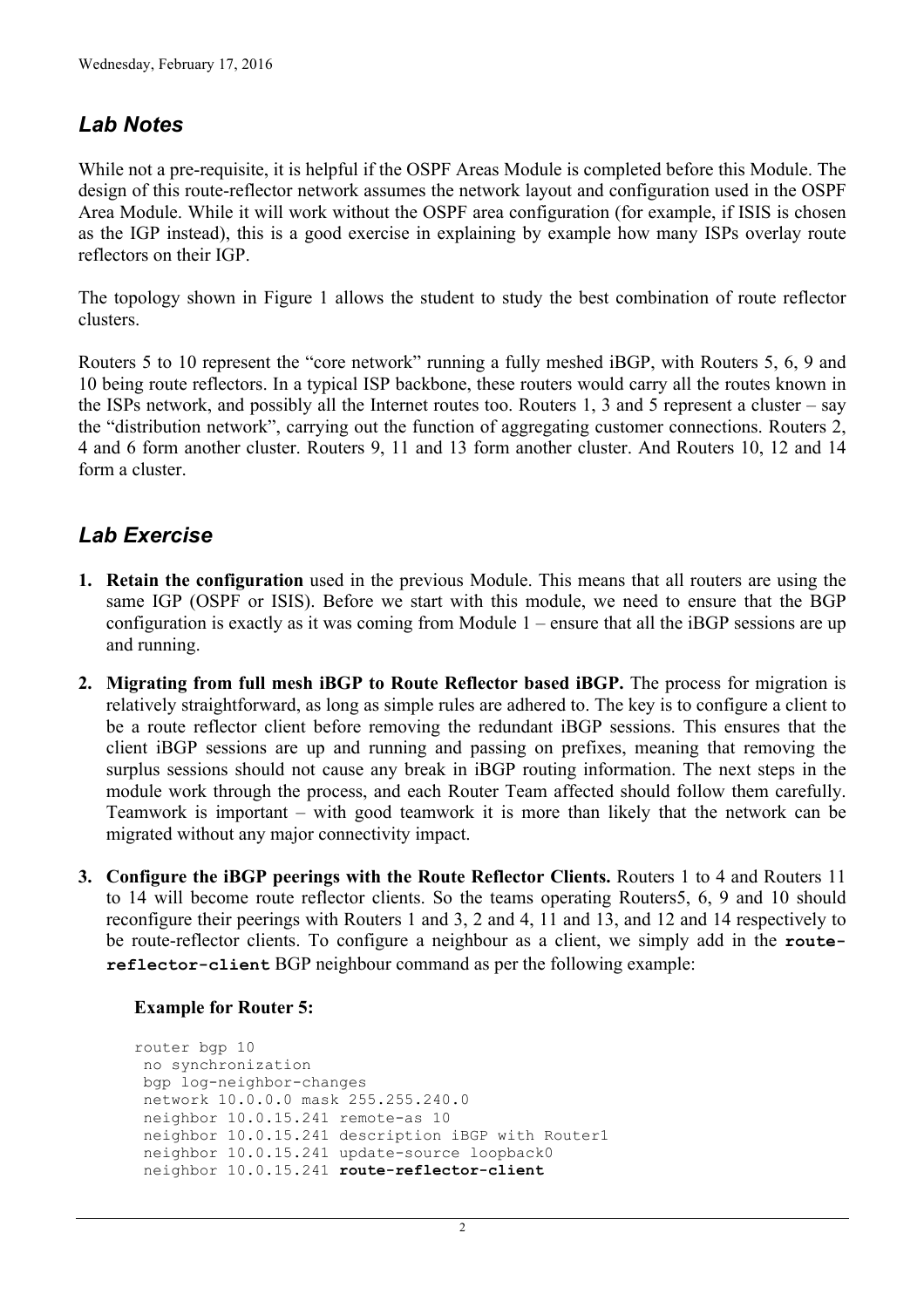## *Lab Notes*

While not a pre-requisite, it is helpful if the OSPF Areas Module is completed before this Module. The design of this route-reflector network assumes the network layout and configuration used in the OSPF Area Module. While it will work without the OSPF area configuration (for example, if ISIS is chosen as the IGP instead), this is a good exercise in explaining by example how many ISPs overlay route reflectors on their IGP.

The topology shown in Figure 1 allows the student to study the best combination of route reflector clusters.

Routers 5 to 10 represent the "core network" running a fully meshed iBGP, with Routers 5, 6, 9 and 10 being route reflectors. In a typical ISP backbone, these routers would carry all the routes known in the ISPs network, and possibly all the Internet routes too. Routers 1, 3 and 5 represent a cluster – say the "distribution network", carrying out the function of aggregating customer connections. Routers 2, 4 and 6 form another cluster. Routers 9, 11 and 13 form another cluster. And Routers 10, 12 and 14 form a cluster.

## *Lab Exercise*

1. **Retain the configuration** used in the previous Module. This means that all routers are using the same IGP (OSPF or ISIS). Before we start with this module, we need to ensure that the BGP configuration is exactly as it was coming from Module 1 – ensure that all the iBGP sessions are up and running.

2. **Migrating from full mesh iBGP to Route Reflector based iBGP.** The process for migration is relatively straightforward, as long as simple rules are adhered to. The key is to configure a client to be a route reflector client before removing the redundant iBGP sessions. This ensures that the client iBGP sessions are up and running and passing on prefixes, meaning that removing the surplus sessions should not cause any break in iBGP routing information. The next steps in the module work through the process, and each Router Team affected should follow them carefully. Teamwork is important – with good teamwork it is more than likely that the network can be migrated without any major connectivity impact.

3. **Configure the iBGP peerings with the Route Reflector Clients.** Routers 1 to 4 and Routers 11 to 14 will become route reflector clients. So the teams operating Routers5, 6, 9 and 10 should reconfigure their peerings with Routers 1 and 3, 2 and 4, 11 and 13, and 12 and 14 respectively to be route-reflector clients. To configure a neighbour as a client, we simply add in the **`route-reflector-client`** BGP neighbour command as per the following example:

   **Example for Router 5:**

   ```
   router bgp 10
    no synchronization
    bgp log-neighbor-changes
    network 10.0.0.0 mask 255.255.240.0
    neighbor 10.0.15.241 remote-as 10
    neighbor 10.0.15.241 description iBGP with Router1
    neighbor 10.0.15.241 update-source loopback0
    neighbor 10.0.15.241 route-reflector-client
   ```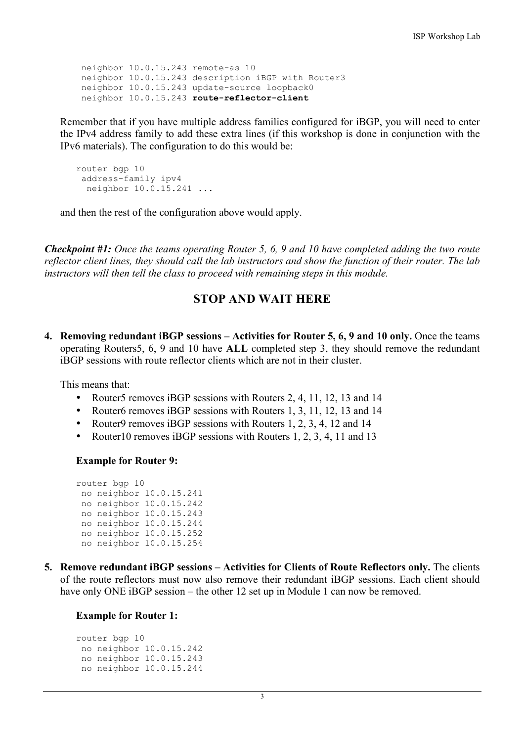```
 neighbor 10.0.15.243 remote-as 10
 neighbor 10.0.15.243 description iBGP with Router3
 neighbor 10.0.15.243 update-source loopback0
 neighbor 10.0.15.243 route-reflector-client
```

Remember that if you have multiple address families configured for iBGP, you will need to enter the IPv4 address family to add these extra lines (if this workshop is done in conjunction with the IPv6 materials). The configuration to do this would be:

```
router bgp 10
 address-family ipv4
  neighbor 10.0.15.241 ...
```

and then the rest of the configuration above would apply.

***Checkpoint #1:*** *Once the teams operating Router 5, 6, 9 and 10 have completed adding the two route reflector client lines, they should call the lab instructors and show the function of their router. The lab instructors will then tell the class to proceed with remaining steps in this module.*

## STOP AND WAIT HERE

4. **Removing redundant iBGP sessions – Activities for Router 5, 6, 9 and 10 only.** Once the teams operating Routers5, 6, 9 and 10 have **ALL** completed step 3, they should remove the redundant iBGP sessions with route reflector clients which are not in their cluster.

   This means that:
   - Router5 removes iBGP sessions with Routers 2, 4, 11, 12, 13 and 14
   - Router6 removes iBGP sessions with Routers 1, 3, 11, 12, 13 and 14
   - Router9 removes iBGP sessions with Routers 1, 2, 3, 4, 12 and 14
   - Router10 removes iBGP sessions with Routers 1, 2, 3, 4, 11 and 13

   **Example for Router 9:**

   ```
   router bgp 10
    no neighbor 10.0.15.241
    no neighbor 10.0.15.242
    no neighbor 10.0.15.243
    no neighbor 10.0.15.244
    no neighbor 10.0.15.252
    no neighbor 10.0.15.254
   ```

5. **Remove redundant iBGP sessions – Activities for Clients of Route Reflectors only.** The clients of the route reflectors must now also remove their redundant iBGP sessions. Each client should have only ONE iBGP session – the other 12 set up in Module 1 can now be removed.

   **Example for Router 1:**

   ```
   router bgp 10
    no neighbor 10.0.15.242
    no neighbor 10.0.15.243
    no neighbor 10.0.15.244
   ```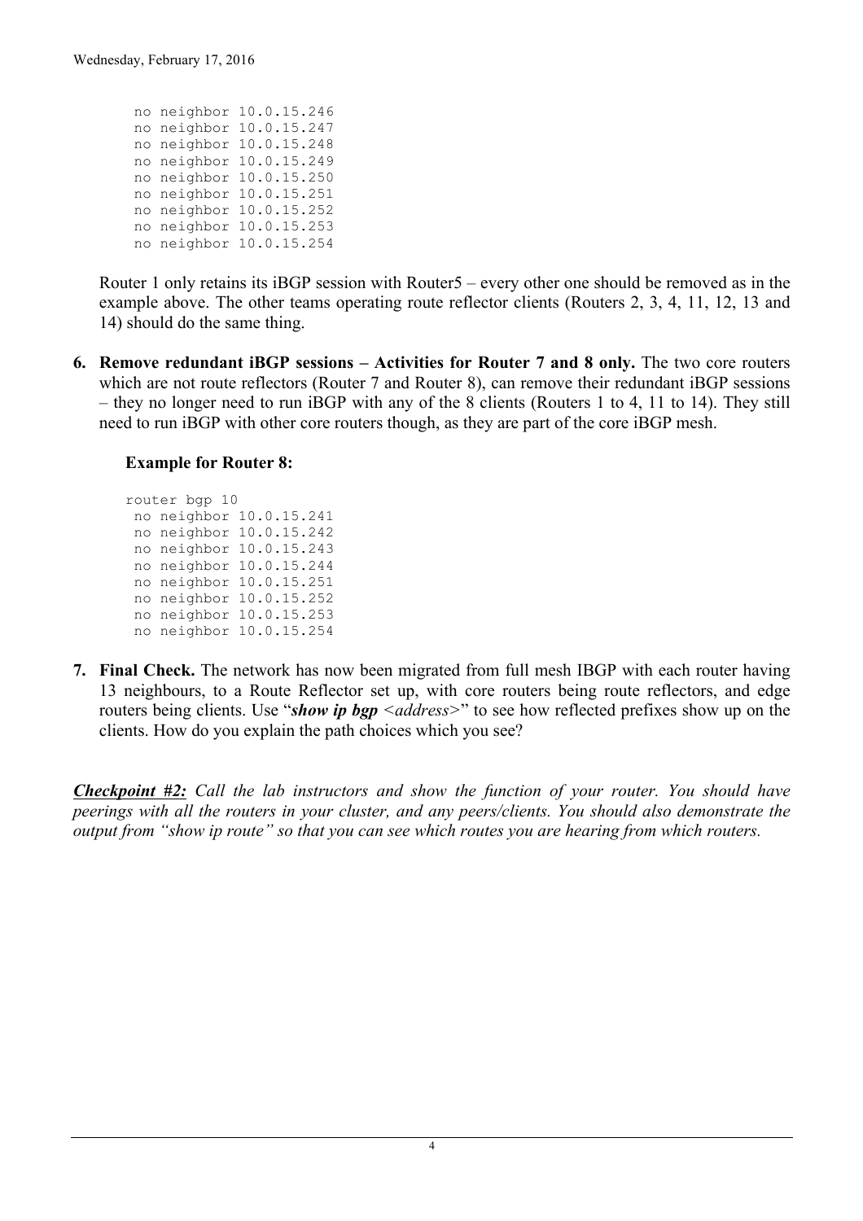```
 no neighbor 10.0.15.246
 no neighbor 10.0.15.247
 no neighbor 10.0.15.248
 no neighbor 10.0.15.249
 no neighbor 10.0.15.250
 no neighbor 10.0.15.251
 no neighbor 10.0.15.252
 no neighbor 10.0.15.253
 no neighbor 10.0.15.254
```

Router 1 only retains its iBGP session with Router5 – every other one should be removed as in the example above. The other teams operating route reflector clients (Routers 2, 3, 4, 11, 12, 13 and 14) should do the same thing.

6. **Remove redundant iBGP sessions – Activities for Router 7 and 8 only.** The two core routers which are not route reflectors (Router 7 and Router 8), can remove their redundant iBGP sessions – they no longer need to run iBGP with any of the 8 clients (Routers 1 to 4, 11 to 14). They still need to run iBGP with other core routers though, as they are part of the core iBGP mesh.

   **Example for Router 8:**

```
router bgp 10
 no neighbor 10.0.15.241
 no neighbor 10.0.15.242
 no neighbor 10.0.15.243
 no neighbor 10.0.15.244
 no neighbor 10.0.15.251
 no neighbor 10.0.15.252
 no neighbor 10.0.15.253
 no neighbor 10.0.15.254
```

7. **Final Check.** The network has now been migrated from full mesh IBGP with each router having 13 neighbours, to a Route Reflector set up, with core routers being route reflectors, and edge routers being clients. Use "***show ip bgp*** *<address>*" to see how reflected prefixes show up on the clients. How do you explain the path choices which you see?

***Checkpoint #2:*** *Call the lab instructors and show the function of your router. You should have peerings with all the routers in your cluster, and any peers/clients. You should also demonstrate the output from "show ip route" so that you can see which routes you are hearing from which routers.*